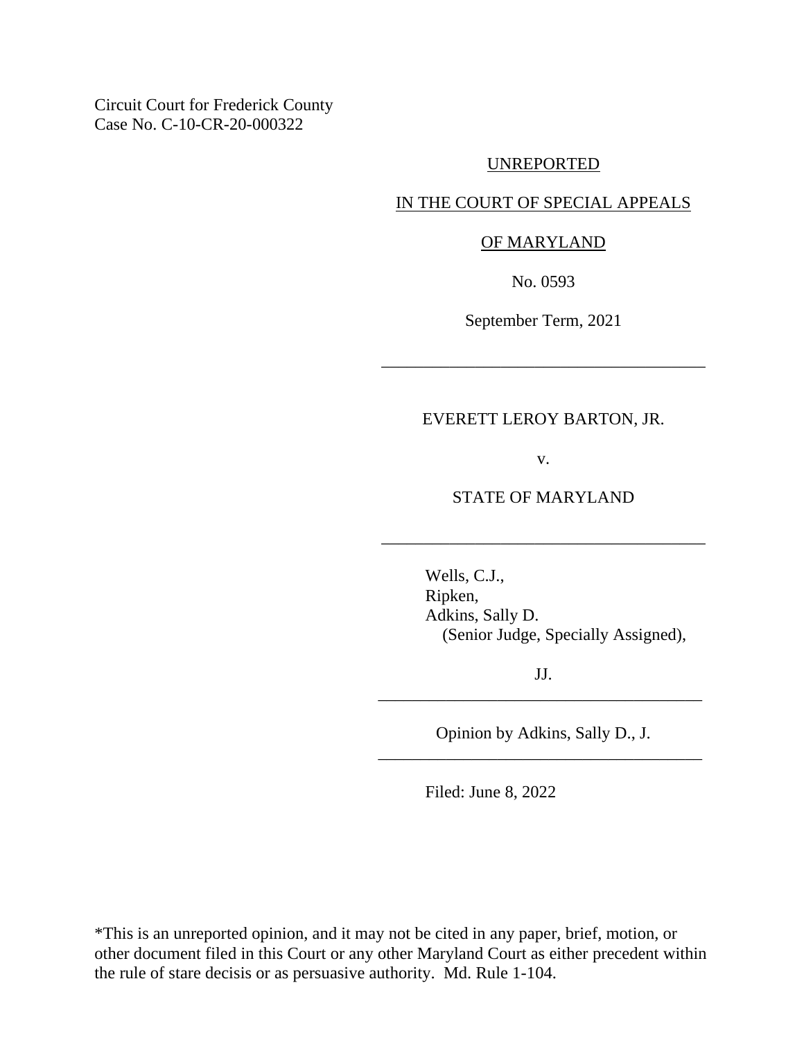Circuit Court for Frederick County
Case No. C-10-CR-20-000322

UNREPORTED

IN THE COURT OF SPECIAL APPEALS

OF MARYLAND

No. 0593

September Term, 2021

---

EVERETT LEROY BARTON, JR.

v.

STATE OF MARYLAND

---

Wells, C.J.,
Ripken,
Adkins, Sally D.
(Senior Judge, Specially Assigned),

JJ.

---

Opinion by Adkins, Sally D., J.

---

Filed: June 8, 2022

*This is an unreported opinion, and it may not be cited in any paper, brief, motion, or other document filed in this Court or any other Maryland Court as either precedent within the rule of stare decisis or as persuasive authority. Md. Rule 1-104.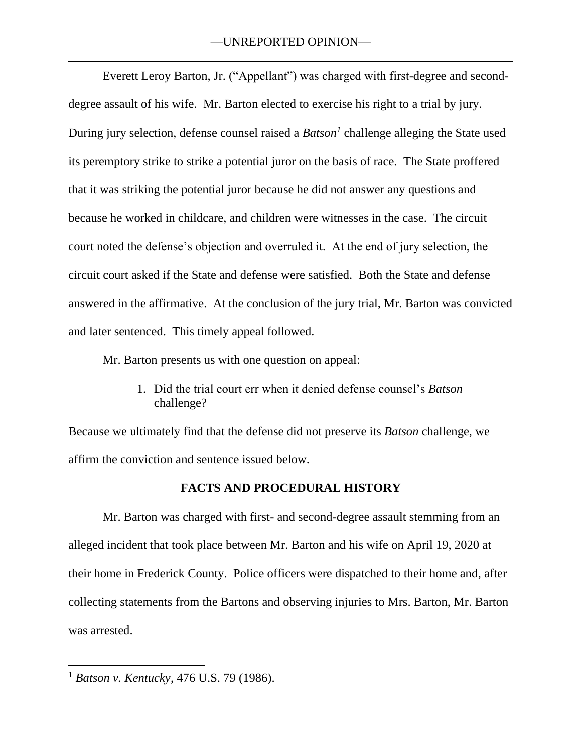Everett Leroy Barton, Jr. ("Appellant") was charged with first-degree and second-degree assault of his wife. Mr. Barton elected to exercise his right to a trial by jury. During jury selection, defense counsel raised a *Batson*[1] challenge alleging the State used its peremptory strike to strike a potential juror on the basis of race. The State proffered that it was striking the potential juror because he did not answer any questions and because he worked in childcare, and children were witnesses in the case. The circuit court noted the defense's objection and overruled it. At the end of jury selection, the circuit court asked if the State and defense were satisfied. Both the State and defense answered in the affirmative. At the conclusion of the jury trial, Mr. Barton was convicted and later sentenced. This timely appeal followed.

Mr. Barton presents us with one question on appeal:

1. Did the trial court err when it denied defense counsel's *Batson* challenge?

Because we ultimately find that the defense did not preserve its *Batson* challenge, we affirm the conviction and sentence issued below.

## FACTS AND PROCEDURAL HISTORY

Mr. Barton was charged with first- and second-degree assault stemming from an alleged incident that took place between Mr. Barton and his wife on April 19, 2020 at their home in Frederick County. Police officers were dispatched to their home and, after collecting statements from the Bartons and observing injuries to Mrs. Barton, Mr. Barton was arrested.

---

[1] *Batson v. Kentucky*, 476 U.S. 79 (1986).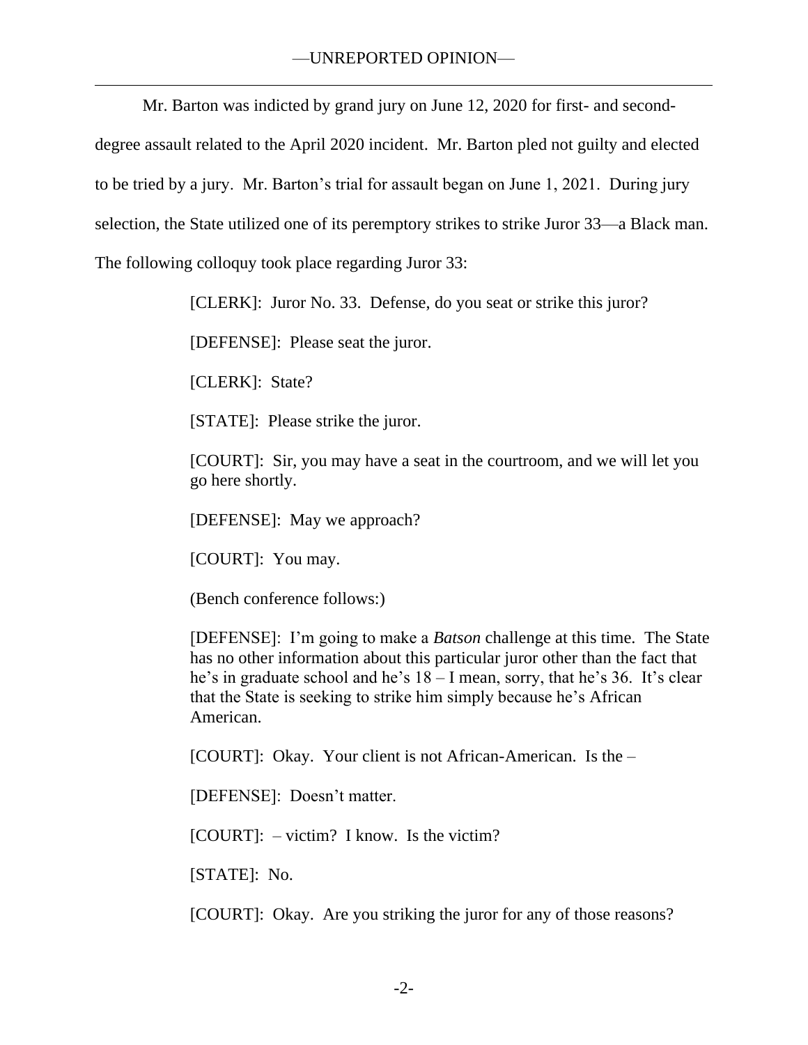Mr. Barton was indicted by grand jury on June 12, 2020 for first- and second-degree assault related to the April 2020 incident. Mr. Barton pled not guilty and elected to be tried by a jury. Mr. Barton's trial for assault began on June 1, 2021. During jury selection, the State utilized one of its peremptory strikes to strike Juror 33—a Black man. The following colloquy took place regarding Juror 33:

> [CLERK]: Juror No. 33. Defense, do you seat or strike this juror?
>
> [DEFENSE]: Please seat the juror.
>
> [CLERK]: State?
>
> [STATE]: Please strike the juror.
>
> [COURT]: Sir, you may have a seat in the courtroom, and we will let you go here shortly.
>
> [DEFENSE]: May we approach?
>
> [COURT]: You may.
>
> (Bench conference follows:)
>
> [DEFENSE]: I'm going to make a *Batson* challenge at this time. The State has no other information about this particular juror other than the fact that he's in graduate school and he's 18 – I mean, sorry, that he's 36. It's clear that the State is seeking to strike him simply because he's African American.
>
> [COURT]: Okay. Your client is not African-American. Is the –
>
> [DEFENSE]: Doesn't matter.
>
> [COURT]: – victim? I know. Is the victim?
>
> [STATE]: No.
>
> [COURT]: Okay. Are you striking the juror for any of those reasons?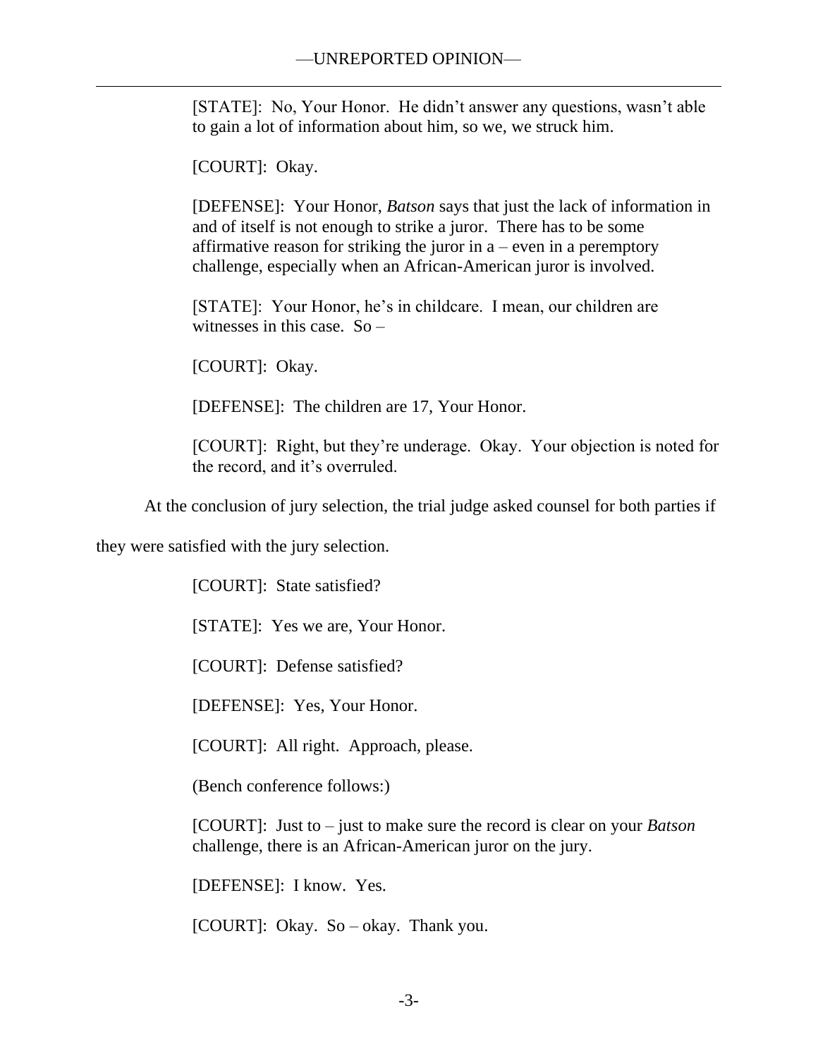> [STATE]: No, Your Honor. He didn't answer any questions, wasn't able to gain a lot of information about him, so we, we struck him.
>
> [COURT]: Okay.
>
> [DEFENSE]: Your Honor, *Batson* says that just the lack of information in and of itself is not enough to strike a juror. There has to be some affirmative reason for striking the juror in a – even in a peremptory challenge, especially when an African-American juror is involved.
>
> [STATE]: Your Honor, he's in childcare. I mean, our children are witnesses in this case. So –
>
> [COURT]: Okay.
>
> [DEFENSE]: The children are 17, Your Honor.
>
> [COURT]: Right, but they're underage. Okay. Your objection is noted for the record, and it's overruled.

At the conclusion of jury selection, the trial judge asked counsel for both parties if they were satisfied with the jury selection.

> [COURT]: State satisfied?
>
> [STATE]: Yes we are, Your Honor.
>
> [COURT]: Defense satisfied?
>
> [DEFENSE]: Yes, Your Honor.
>
> [COURT]: All right. Approach, please.
>
> (Bench conference follows:)
>
> [COURT]: Just to – just to make sure the record is clear on your *Batson* challenge, there is an African-American juror on the jury.
>
> [DEFENSE]: I know. Yes.
>
> [COURT]: Okay. So – okay. Thank you.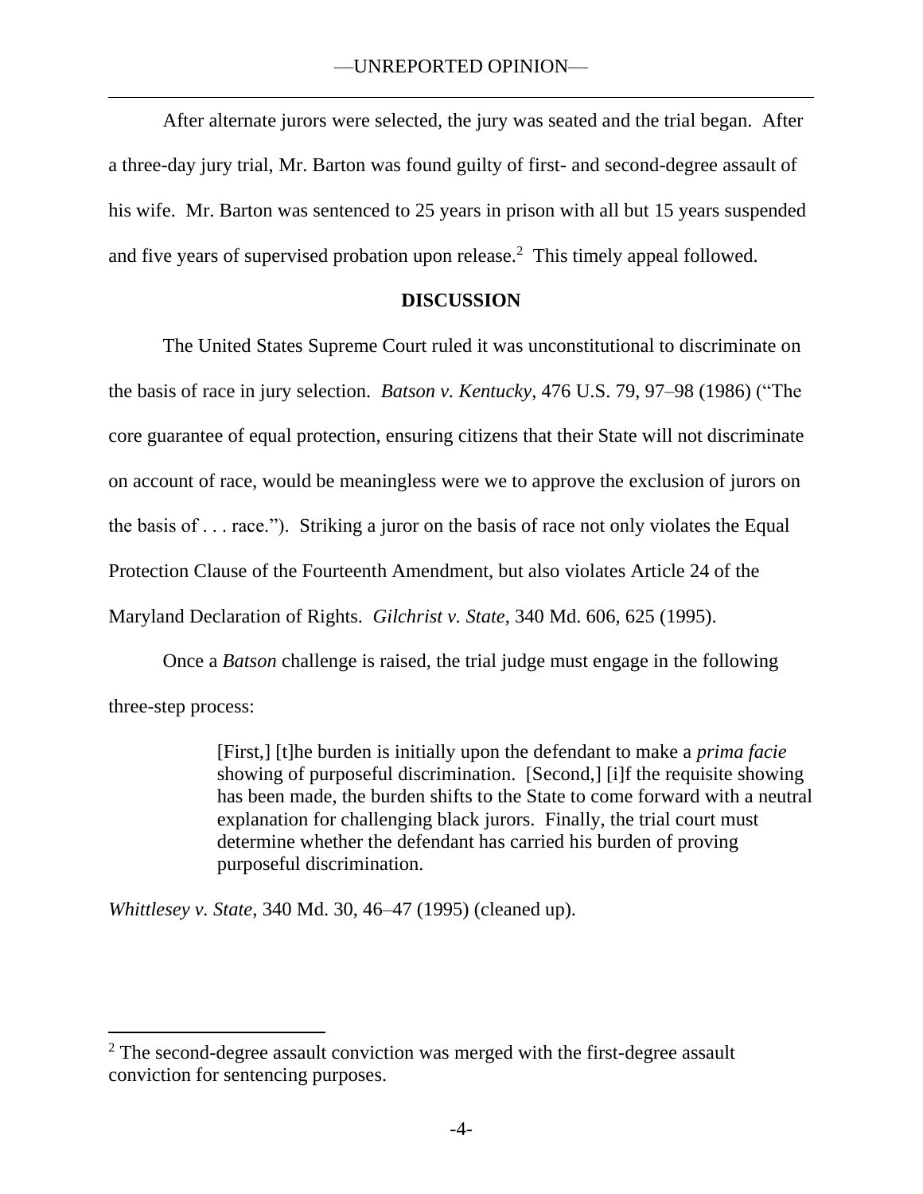After alternate jurors were selected, the jury was seated and the trial began. After a three-day jury trial, Mr. Barton was found guilty of first- and second-degree assault of his wife. Mr. Barton was sentenced to 25 years in prison with all but 15 years suspended and five years of supervised probation upon release.[2] This timely appeal followed.

**DISCUSSION**

The United States Supreme Court ruled it was unconstitutional to discriminate on the basis of race in jury selection. *Batson v. Kentucky*, 476 U.S. 79, 97–98 (1986) ("The core guarantee of equal protection, ensuring citizens that their State will not discriminate on account of race, would be meaningless were we to approve the exclusion of jurors on the basis of . . . race."). Striking a juror on the basis of race not only violates the Equal Protection Clause of the Fourteenth Amendment, but also violates Article 24 of the Maryland Declaration of Rights. *Gilchrist v. State*, 340 Md. 606, 625 (1995).

Once a *Batson* challenge is raised, the trial judge must engage in the following three-step process:

> [First,] [t]he burden is initially upon the defendant to make a *prima facie* showing of purposeful discrimination. [Second,] [i]f the requisite showing has been made, the burden shifts to the State to come forward with a neutral explanation for challenging black jurors. Finally, the trial court must determine whether the defendant has carried his burden of proving purposeful discrimination.

*Whittlesey v. State*, 340 Md. 30, 46–47 (1995) (cleaned up).

---

[2] The second-degree assault conviction was merged with the first-degree assault conviction for sentencing purposes.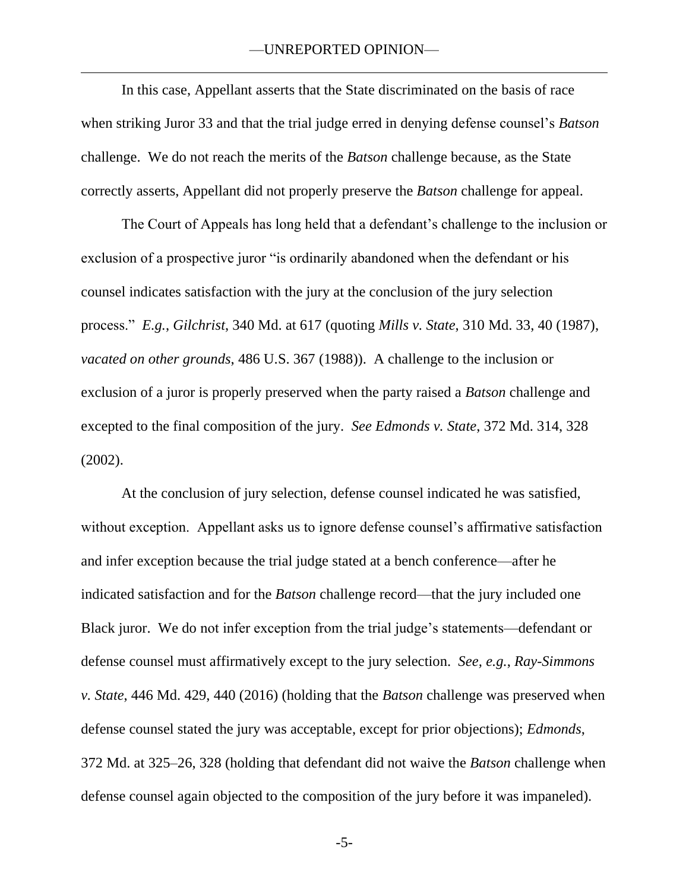In this case, Appellant asserts that the State discriminated on the basis of race when striking Juror 33 and that the trial judge erred in denying defense counsel's *Batson* challenge. We do not reach the merits of the *Batson* challenge because, as the State correctly asserts, Appellant did not properly preserve the *Batson* challenge for appeal.

The Court of Appeals has long held that a defendant's challenge to the inclusion or exclusion of a prospective juror "is ordinarily abandoned when the defendant or his counsel indicates satisfaction with the jury at the conclusion of the jury selection process." *E.g.*, *Gilchrist*, 340 Md. at 617 (quoting *Mills v. State*, 310 Md. 33, 40 (1987), *vacated on other grounds*, 486 U.S. 367 (1988)). A challenge to the inclusion or exclusion of a juror is properly preserved when the party raised a *Batson* challenge and excepted to the final composition of the jury. *See Edmonds v. State*, 372 Md. 314, 328 (2002).

At the conclusion of jury selection, defense counsel indicated he was satisfied, without exception. Appellant asks us to ignore defense counsel's affirmative satisfaction and infer exception because the trial judge stated at a bench conference—after he indicated satisfaction and for the *Batson* challenge record—that the jury included one Black juror. We do not infer exception from the trial judge's statements—defendant or defense counsel must affirmatively except to the jury selection. *See, e.g.*, *Ray-Simmons v. State*, 446 Md. 429, 440 (2016) (holding that the *Batson* challenge was preserved when defense counsel stated the jury was acceptable, except for prior objections); *Edmonds*, 372 Md. at 325–26, 328 (holding that defendant did not waive the *Batson* challenge when defense counsel again objected to the composition of the jury before it was impaneled).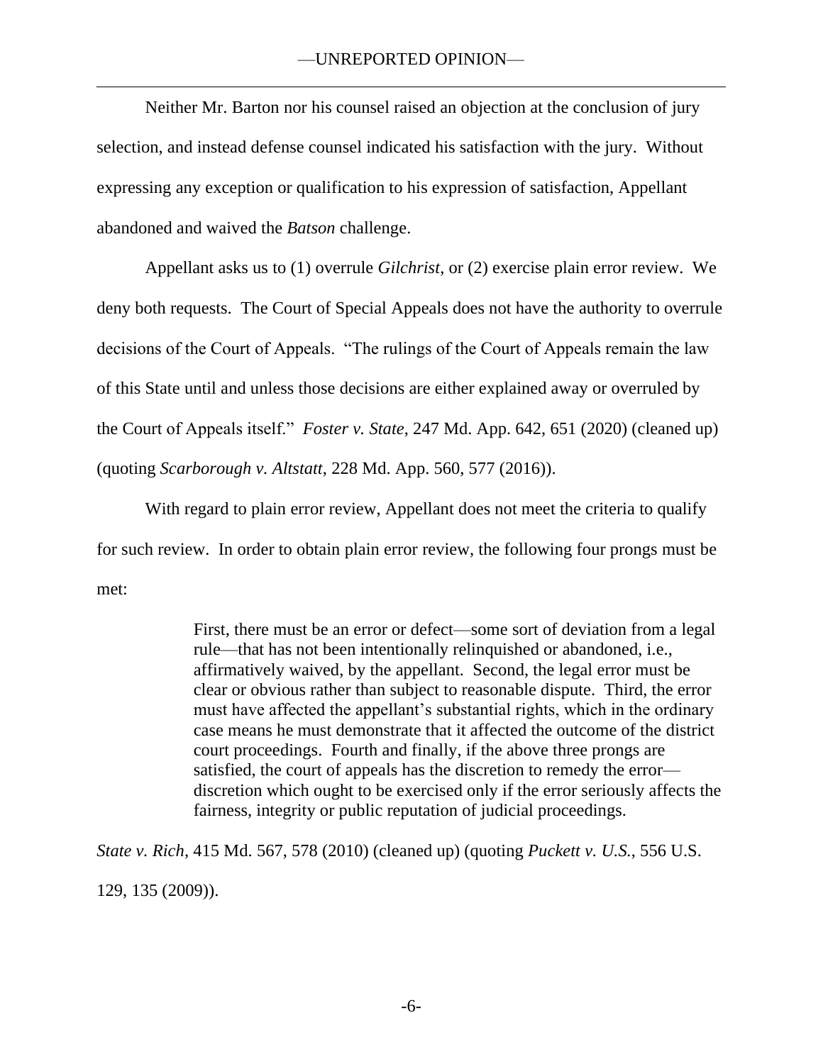Neither Mr. Barton nor his counsel raised an objection at the conclusion of jury selection, and instead defense counsel indicated his satisfaction with the jury. Without expressing any exception or qualification to his expression of satisfaction, Appellant abandoned and waived the *Batson* challenge.

Appellant asks us to (1) overrule *Gilchrist*, or (2) exercise plain error review. We deny both requests. The Court of Special Appeals does not have the authority to overrule decisions of the Court of Appeals. "The rulings of the Court of Appeals remain the law of this State until and unless those decisions are either explained away or overruled by the Court of Appeals itself." *Foster v. State*, 247 Md. App. 642, 651 (2020) (cleaned up) (quoting *Scarborough v. Altstatt*, 228 Md. App. 560, 577 (2016)).

With regard to plain error review, Appellant does not meet the criteria to qualify for such review. In order to obtain plain error review, the following four prongs must be met:

> First, there must be an error or defect—some sort of deviation from a legal rule—that has not been intentionally relinquished or abandoned, i.e., affirmatively waived, by the appellant. Second, the legal error must be clear or obvious rather than subject to reasonable dispute. Third, the error must have affected the appellant's substantial rights, which in the ordinary case means he must demonstrate that it affected the outcome of the district court proceedings. Fourth and finally, if the above three prongs are satisfied, the court of appeals has the discretion to remedy the error—discretion which ought to be exercised only if the error seriously affects the fairness, integrity or public reputation of judicial proceedings.

*State v. Rich*, 415 Md. 567, 578 (2010) (cleaned up) (quoting *Puckett v. U.S.*, 556 U.S. 129, 135 (2009)).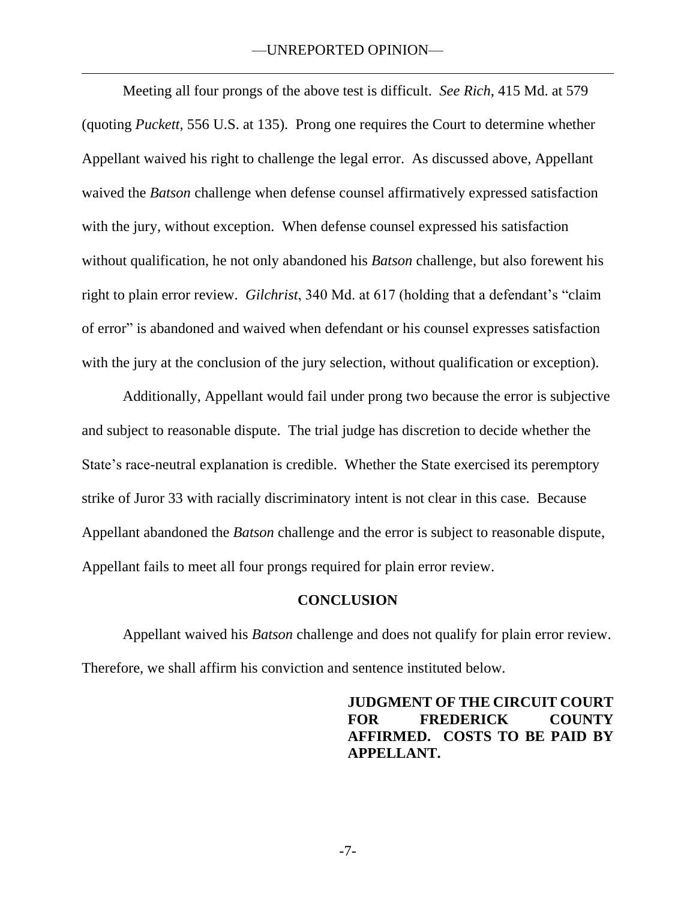Meeting all four prongs of the above test is difficult. *See Rich*, 415 Md. at 579 (quoting *Puckett*, 556 U.S. at 135). Prong one requires the Court to determine whether Appellant waived his right to challenge the legal error. As discussed above, Appellant waived the *Batson* challenge when defense counsel affirmatively expressed satisfaction with the jury, without exception. When defense counsel expressed his satisfaction without qualification, he not only abandoned his *Batson* challenge, but also forewent his right to plain error review. *Gilchrist*, 340 Md. at 617 (holding that a defendant's "claim of error" is abandoned and waived when defendant or his counsel expresses satisfaction with the jury at the conclusion of the jury selection, without qualification or exception).

Additionally, Appellant would fail under prong two because the error is subjective and subject to reasonable dispute. The trial judge has discretion to decide whether the State's race-neutral explanation is credible. Whether the State exercised its peremptory strike of Juror 33 with racially discriminatory intent is not clear in this case. Because Appellant abandoned the *Batson* challenge and the error is subject to reasonable dispute, Appellant fails to meet all four prongs required for plain error review.

## CONCLUSION

Appellant waived his *Batson* challenge and does not qualify for plain error review. Therefore, we shall affirm his conviction and sentence instituted below.

**JUDGMENT OF THE CIRCUIT COURT FOR FREDERICK COUNTY AFFIRMED. COSTS TO BE PAID BY APPELLANT.**